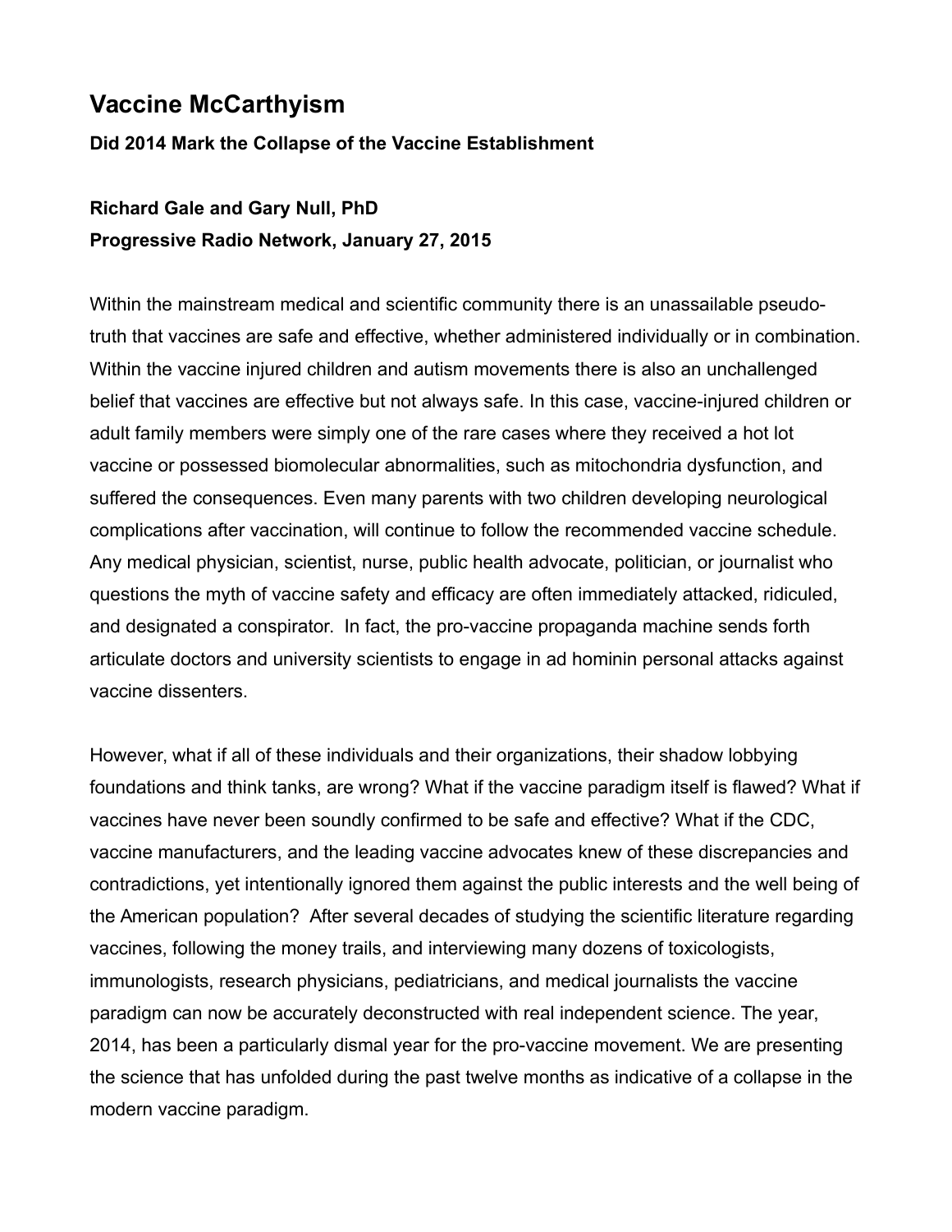# Vaccine McCarthyism

### Did 2014 Mark the Collapse of the Vaccine Establishment

**Richard Gale and Gary Null, PhD**
**Progressive Radio Network, January 27, 2015**

Within the mainstream medical and scientific community there is an unassailable pseudo-truth that vaccines are safe and effective, whether administered individually or in combination. Within the vaccine injured children and autism movements there is also an unchallenged belief that vaccines are effective but not always safe. In this case, vaccine-injured children or adult family members were simply one of the rare cases where they received a hot lot vaccine or possessed biomolecular abnormalities, such as mitochondria dysfunction, and suffered the consequences. Even many parents with two children developing neurological complications after vaccination, will continue to follow the recommended vaccine schedule. Any medical physician, scientist, nurse, public health advocate, politician, or journalist who questions the myth of vaccine safety and efficacy are often immediately attacked, ridiculed, and designated a conspirator. In fact, the pro-vaccine propaganda machine sends forth articulate doctors and university scientists to engage in ad hominin personal attacks against vaccine dissenters.

However, what if all of these individuals and their organizations, their shadow lobbying foundations and think tanks, are wrong? What if the vaccine paradigm itself is flawed? What if vaccines have never been soundly confirmed to be safe and effective? What if the CDC, vaccine manufacturers, and the leading vaccine advocates knew of these discrepancies and contradictions, yet intentionally ignored them against the public interests and the well being of the American population? After several decades of studying the scientific literature regarding vaccines, following the money trails, and interviewing many dozens of toxicologists, immunologists, research physicians, pediatricians, and medical journalists the vaccine paradigm can now be accurately deconstructed with real independent science. The year, 2014, has been a particularly dismal year for the pro-vaccine movement. We are presenting the science that has unfolded during the past twelve months as indicative of a collapse in the modern vaccine paradigm.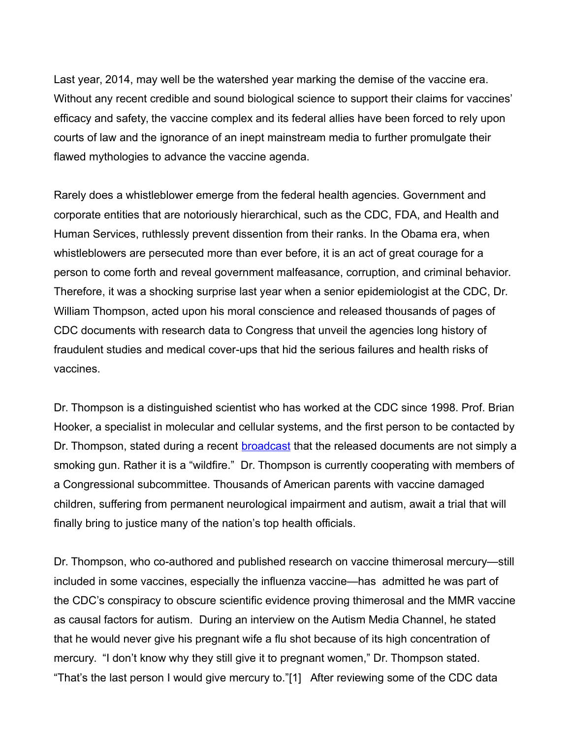Last year, 2014, may well be the watershed year marking the demise of the vaccine era. Without any recent credible and sound biological science to support their claims for vaccines' efficacy and safety, the vaccine complex and its federal allies have been forced to rely upon courts of law and the ignorance of an inept mainstream media to further promulgate their flawed mythologies to advance the vaccine agenda.

Rarely does a whistleblower emerge from the federal health agencies. Government and corporate entities that are notoriously hierarchical, such as the CDC, FDA, and Health and Human Services, ruthlessly prevent dissention from their ranks. In the Obama era, when whistleblowers are persecuted more than ever before, it is an act of great courage for a person to come forth and reveal government malfeasance, corruption, and criminal behavior. Therefore, it was a shocking surprise last year when a senior epidemiologist at the CDC, Dr. William Thompson, acted upon his moral conscience and released thousands of pages of CDC documents with research data to Congress that unveil the agencies long history of fraudulent studies and medical cover-ups that hid the serious failures and health risks of vaccines.

Dr. Thompson is a distinguished scientist who has worked at the CDC since 1998. Prof. Brian Hooker, a specialist in molecular and cellular systems, and the first person to be contacted by Dr. Thompson, stated during a recent broadcast that the released documents are not simply a smoking gun. Rather it is a "wildfire." Dr. Thompson is currently cooperating with members of a Congressional subcommittee. Thousands of American parents with vaccine damaged children, suffering from permanent neurological impairment and autism, await a trial that will finally bring to justice many of the nation's top health officials.

Dr. Thompson, who co-authored and published research on vaccine thimerosal mercury—still included in some vaccines, especially the influenza vaccine—has admitted he was part of the CDC's conspiracy to obscure scientific evidence proving thimerosal and the MMR vaccine as causal factors for autism. During an interview on the Autism Media Channel, he stated that he would never give his pregnant wife a flu shot because of its high concentration of mercury. "I don't know why they still give it to pregnant women," Dr. Thompson stated. "That's the last person I would give mercury to."[1] After reviewing some of the CDC data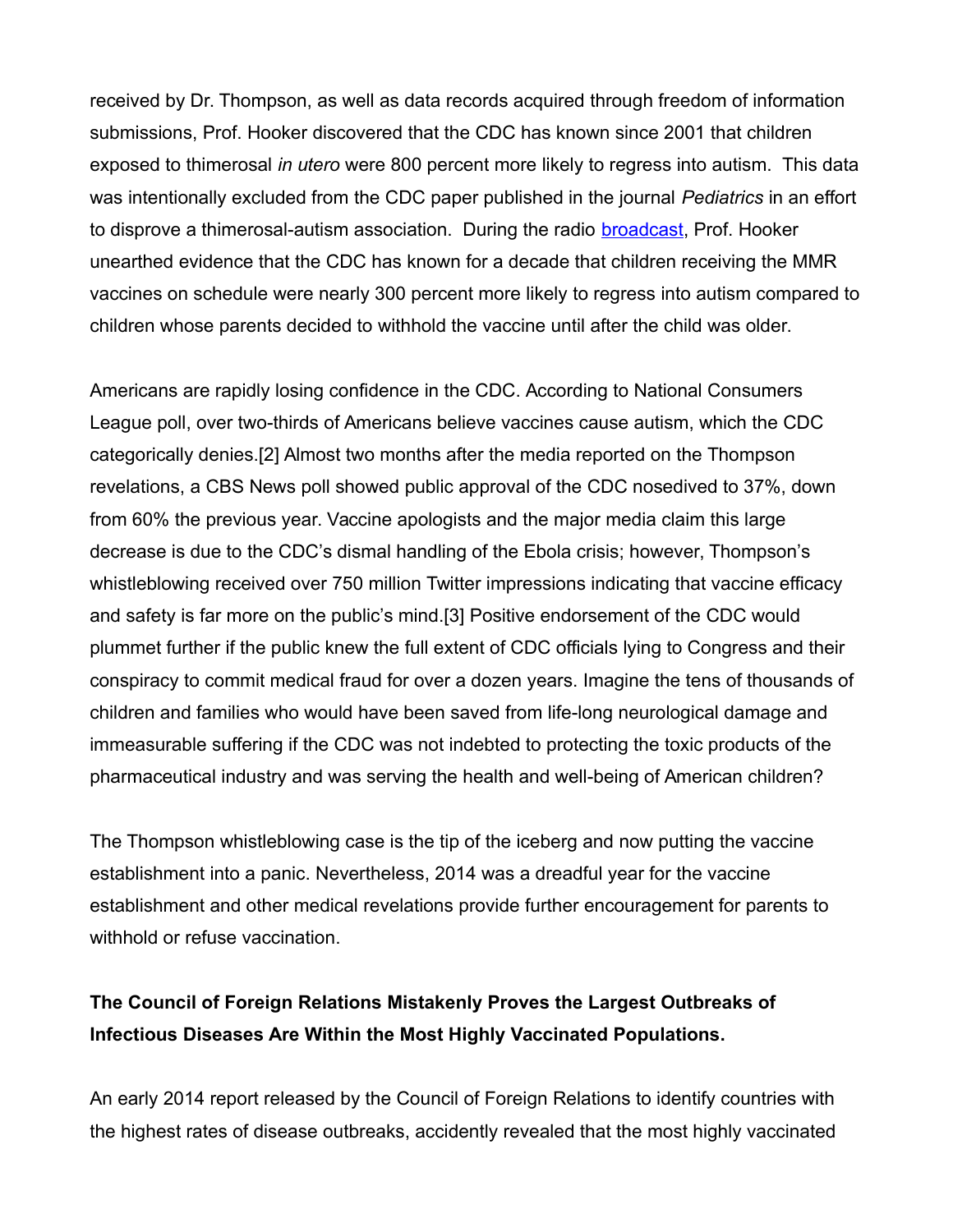received by Dr. Thompson, as well as data records acquired through freedom of information submissions, Prof. Hooker discovered that the CDC has known since 2001 that children exposed to thimerosal *in utero* were 800 percent more likely to regress into autism. This data was intentionally excluded from the CDC paper published in the journal *Pediatrics* in an effort to disprove a thimerosal-autism association. During the radio broadcast, Prof. Hooker unearthed evidence that the CDC has known for a decade that children receiving the MMR vaccines on schedule were nearly 300 percent more likely to regress into autism compared to children whose parents decided to withhold the vaccine until after the child was older.

Americans are rapidly losing confidence in the CDC. According to National Consumers League poll, over two-thirds of Americans believe vaccines cause autism, which the CDC categorically denies.[2] Almost two months after the media reported on the Thompson revelations, a CBS News poll showed public approval of the CDC nosedived to 37%, down from 60% the previous year. Vaccine apologists and the major media claim this large decrease is due to the CDC's dismal handling of the Ebola crisis; however, Thompson's whistleblowing received over 750 million Twitter impressions indicating that vaccine efficacy and safety is far more on the public's mind.[3] Positive endorsement of the CDC would plummet further if the public knew the full extent of CDC officials lying to Congress and their conspiracy to commit medical fraud for over a dozen years. Imagine the tens of thousands of children and families who would have been saved from life-long neurological damage and immeasurable suffering if the CDC was not indebted to protecting the toxic products of the pharmaceutical industry and was serving the health and well-being of American children?

The Thompson whistleblowing case is the tip of the iceberg and now putting the vaccine establishment into a panic. Nevertheless, 2014 was a dreadful year for the vaccine establishment and other medical revelations provide further encouragement for parents to withhold or refuse vaccination.

**The Council of Foreign Relations Mistakenly Proves the Largest Outbreaks of Infectious Diseases Are Within the Most Highly Vaccinated Populations.**

An early 2014 report released by the Council of Foreign Relations to identify countries with the highest rates of disease outbreaks, accidently revealed that the most highly vaccinated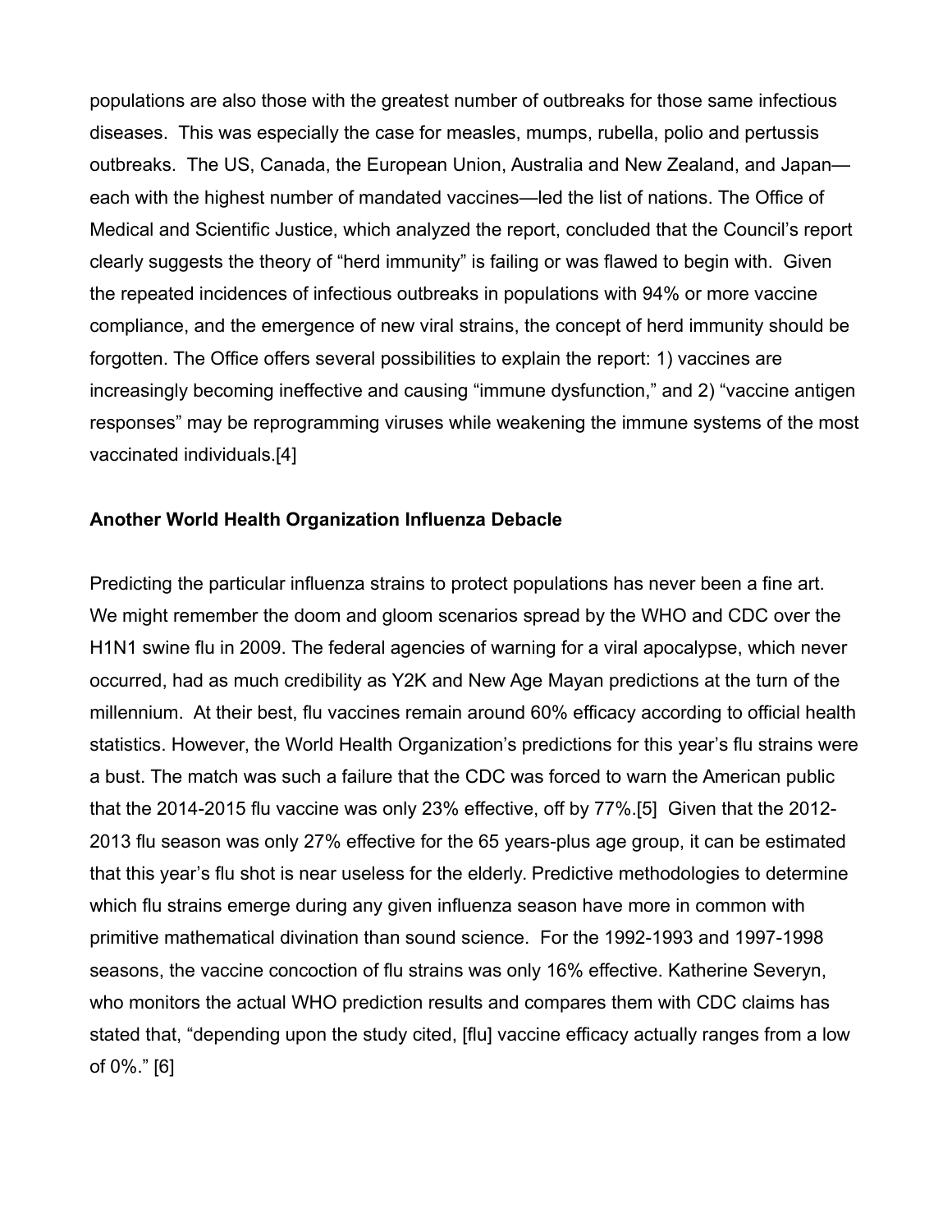populations are also those with the greatest number of outbreaks for those same infectious diseases. This was especially the case for measles, mumps, rubella, polio and pertussis outbreaks. The US, Canada, the European Union, Australia and New Zealand, and Japan—each with the highest number of mandated vaccines—led the list of nations. The Office of Medical and Scientific Justice, which analyzed the report, concluded that the Council's report clearly suggests the theory of "herd immunity" is failing or was flawed to begin with. Given the repeated incidences of infectious outbreaks in populations with 94% or more vaccine compliance, and the emergence of new viral strains, the concept of herd immunity should be forgotten. The Office offers several possibilities to explain the report: 1) vaccines are increasingly becoming ineffective and causing "immune dysfunction," and 2) "vaccine antigen responses" may be reprogramming viruses while weakening the immune systems of the most vaccinated individuals.[4]

**Another World Health Organization Influenza Debacle**

Predicting the particular influenza strains to protect populations has never been a fine art. We might remember the doom and gloom scenarios spread by the WHO and CDC over the H1N1 swine flu in 2009. The federal agencies of warning for a viral apocalypse, which never occurred, had as much credibility as Y2K and New Age Mayan predictions at the turn of the millennium. At their best, flu vaccines remain around 60% efficacy according to official health statistics. However, the World Health Organization's predictions for this year's flu strains were a bust. The match was such a failure that the CDC was forced to warn the American public that the 2014-2015 flu vaccine was only 23% effective, off by 77%.[5] Given that the 2012-2013 flu season was only 27% effective for the 65 years-plus age group, it can be estimated that this year's flu shot is near useless for the elderly. Predictive methodologies to determine which flu strains emerge during any given influenza season have more in common with primitive mathematical divination than sound science. For the 1992-1993 and 1997-1998 seasons, the vaccine concoction of flu strains was only 16% effective. Katherine Severyn, who monitors the actual WHO prediction results and compares them with CDC claims has stated that, "depending upon the study cited, [flu] vaccine efficacy actually ranges from a low of 0%." [6]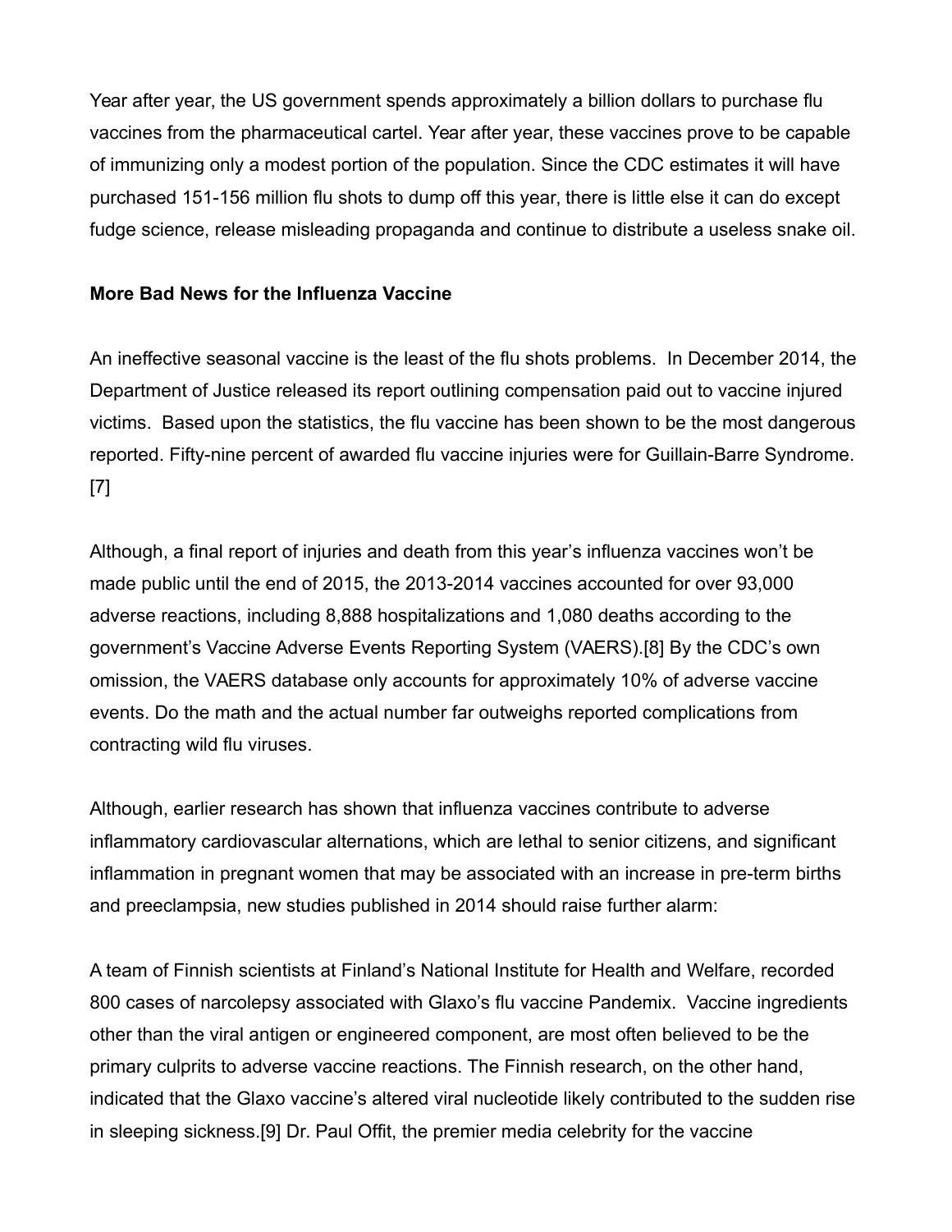Year after year, the US government spends approximately a billion dollars to purchase flu vaccines from the pharmaceutical cartel. Year after year, these vaccines prove to be capable of immunizing only a modest portion of the population. Since the CDC estimates it will have purchased 151-156 million flu shots to dump off this year, there is little else it can do except fudge science, release misleading propaganda and continue to distribute a useless snake oil.

**More Bad News for the Influenza Vaccine**

An ineffective seasonal vaccine is the least of the flu shots problems. In December 2014, the Department of Justice released its report outlining compensation paid out to vaccine injured victims. Based upon the statistics, the flu vaccine has been shown to be the most dangerous reported. Fifty-nine percent of awarded flu vaccine injuries were for Guillain-Barre Syndrome.[7]

Although, a final report of injuries and death from this year's influenza vaccines won't be made public until the end of 2015, the 2013-2014 vaccines accounted for over 93,000 adverse reactions, including 8,888 hospitalizations and 1,080 deaths according to the government's Vaccine Adverse Events Reporting System (VAERS).[8] By the CDC's own omission, the VAERS database only accounts for approximately 10% of adverse vaccine events. Do the math and the actual number far outweighs reported complications from contracting wild flu viruses.

Although, earlier research has shown that influenza vaccines contribute to adverse inflammatory cardiovascular alternations, which are lethal to senior citizens, and significant inflammation in pregnant women that may be associated with an increase in pre-term births and preeclampsia, new studies published in 2014 should raise further alarm:

A team of Finnish scientists at Finland's National Institute for Health and Welfare, recorded 800 cases of narcolepsy associated with Glaxo's flu vaccine Pandemix. Vaccine ingredients other than the viral antigen or engineered component, are most often believed to be the primary culprits to adverse vaccine reactions. The Finnish research, on the other hand, indicated that the Glaxo vaccine's altered viral nucleotide likely contributed to the sudden rise in sleeping sickness.[9] Dr. Paul Offit, the premier media celebrity for the vaccine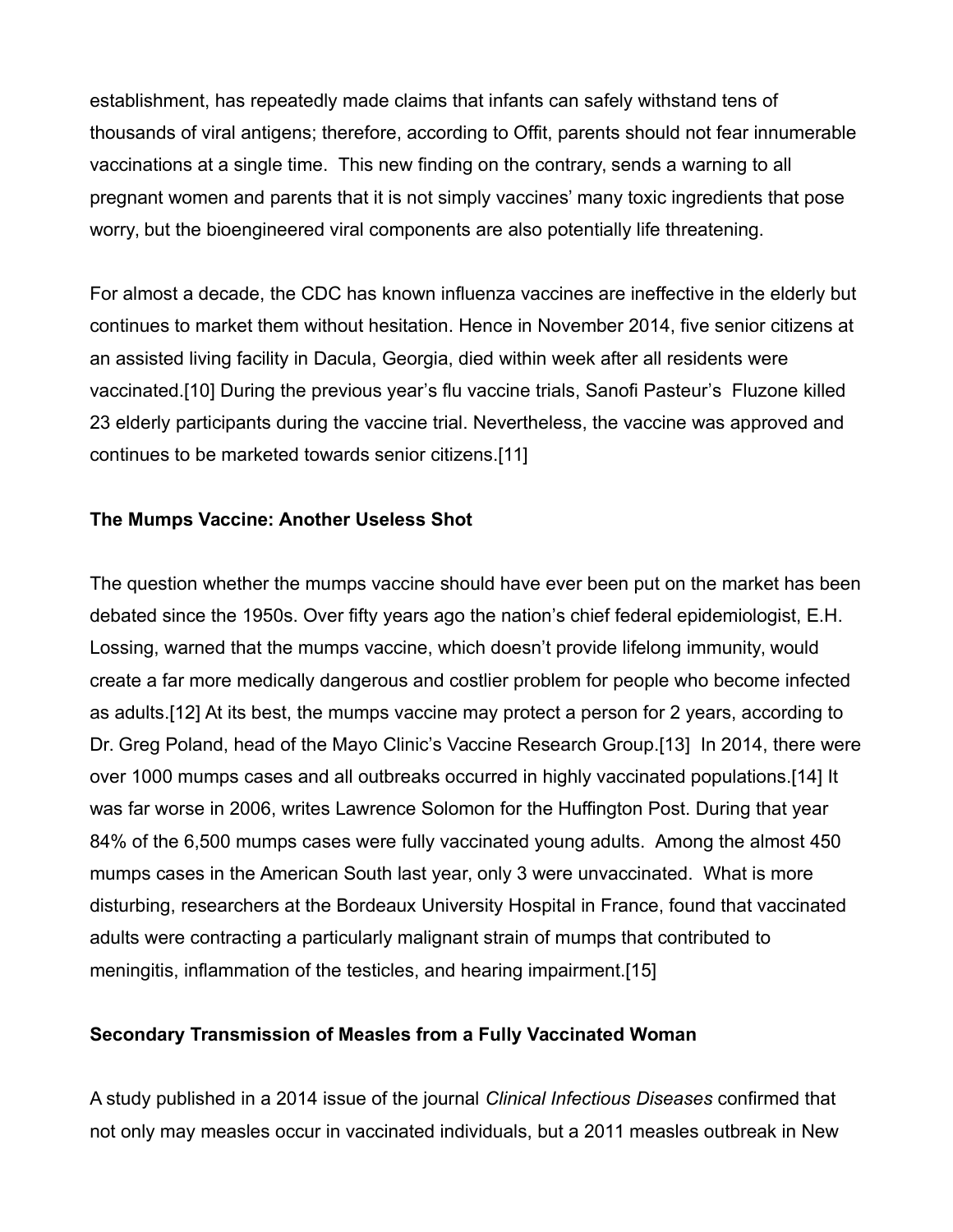establishment, has repeatedly made claims that infants can safely withstand tens of thousands of viral antigens; therefore, according to Offit, parents should not fear innumerable vaccinations at a single time.  This new finding on the contrary, sends a warning to all pregnant women and parents that it is not simply vaccines' many toxic ingredients that pose worry, but the bioengineered viral components are also potentially life threatening.

For almost a decade, the CDC has known influenza vaccines are ineffective in the elderly but continues to market them without hesitation. Hence in November 2014, five senior citizens at an assisted living facility in Dacula, Georgia, died within week after all residents were vaccinated.[10] During the previous year's flu vaccine trials, Sanofi Pasteur's  Fluzone killed 23 elderly participants during the vaccine trial. Nevertheless, the vaccine was approved and continues to be marketed towards senior citizens.[11]

### The Mumps Vaccine: Another Useless Shot

The question whether the mumps vaccine should have ever been put on the market has been debated since the 1950s. Over fifty years ago the nation's chief federal epidemiologist, E.H. Lossing, warned that the mumps vaccine, which doesn't provide lifelong immunity, would create a far more medically dangerous and costlier problem for people who become infected as adults.[12] At its best, the mumps vaccine may protect a person for 2 years, according to Dr. Greg Poland, head of the Mayo Clinic's Vaccine Research Group.[13]  In 2014, there were over 1000 mumps cases and all outbreaks occurred in highly vaccinated populations.[14] It was far worse in 2006, writes Lawrence Solomon for the Huffington Post. During that year 84% of the 6,500 mumps cases were fully vaccinated young adults.  Among the almost 450 mumps cases in the American South last year, only 3 were unvaccinated.  What is more disturbing, researchers at the Bordeaux University Hospital in France, found that vaccinated adults were contracting a particularly malignant strain of mumps that contributed to meningitis, inflammation of the testicles, and hearing impairment.[15]

### Secondary Transmission of Measles from a Fully Vaccinated Woman

A study published in a 2014 issue of the journal *Clinical Infectious Diseases* confirmed that not only may measles occur in vaccinated individuals, but a 2011 measles outbreak in New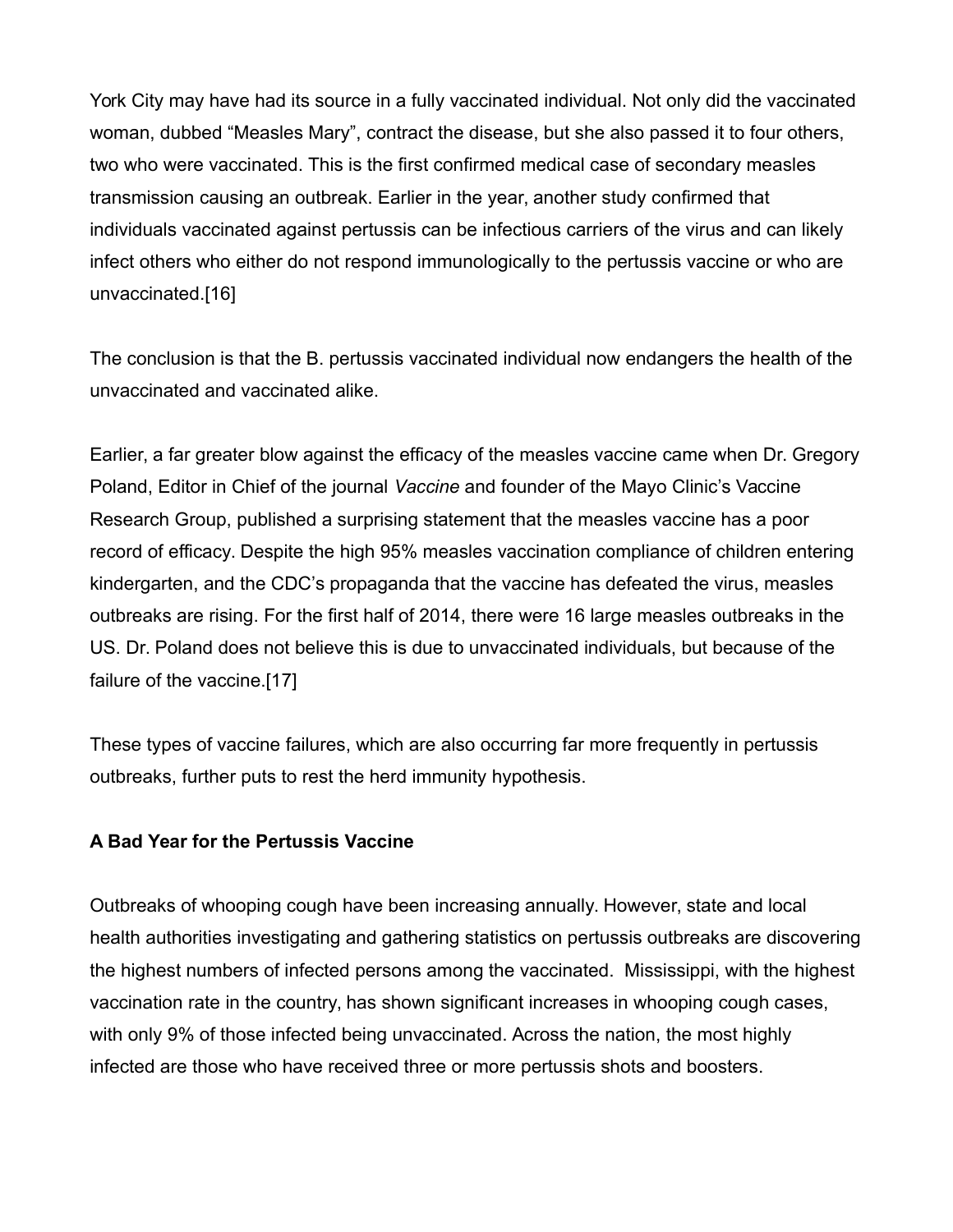York City may have had its source in a fully vaccinated individual. Not only did the vaccinated woman, dubbed "Measles Mary", contract the disease, but she also passed it to four others, two who were vaccinated. This is the first confirmed medical case of secondary measles transmission causing an outbreak. Earlier in the year, another study confirmed that individuals vaccinated against pertussis can be infectious carriers of the virus and can likely infect others who either do not respond immunologically to the pertussis vaccine or who are unvaccinated.[16]

The conclusion is that the B. pertussis vaccinated individual now endangers the health of the unvaccinated and vaccinated alike.

Earlier, a far greater blow against the efficacy of the measles vaccine came when Dr. Gregory Poland, Editor in Chief of the journal *Vaccine* and founder of the Mayo Clinic's Vaccine Research Group, published a surprising statement that the measles vaccine has a poor record of efficacy. Despite the high 95% measles vaccination compliance of children entering kindergarten, and the CDC's propaganda that the vaccine has defeated the virus, measles outbreaks are rising. For the first half of 2014, there were 16 large measles outbreaks in the US. Dr. Poland does not believe this is due to unvaccinated individuals, but because of the failure of the vaccine.[17]

These types of vaccine failures, which are also occurring far more frequently in pertussis outbreaks, further puts to rest the herd immunity hypothesis.

**A Bad Year for the Pertussis Vaccine**

Outbreaks of whooping cough have been increasing annually. However, state and local health authorities investigating and gathering statistics on pertussis outbreaks are discovering the highest numbers of infected persons among the vaccinated. Mississippi, with the highest vaccination rate in the country, has shown significant increases in whooping cough cases, with only 9% of those infected being unvaccinated. Across the nation, the most highly infected are those who have received three or more pertussis shots and boosters.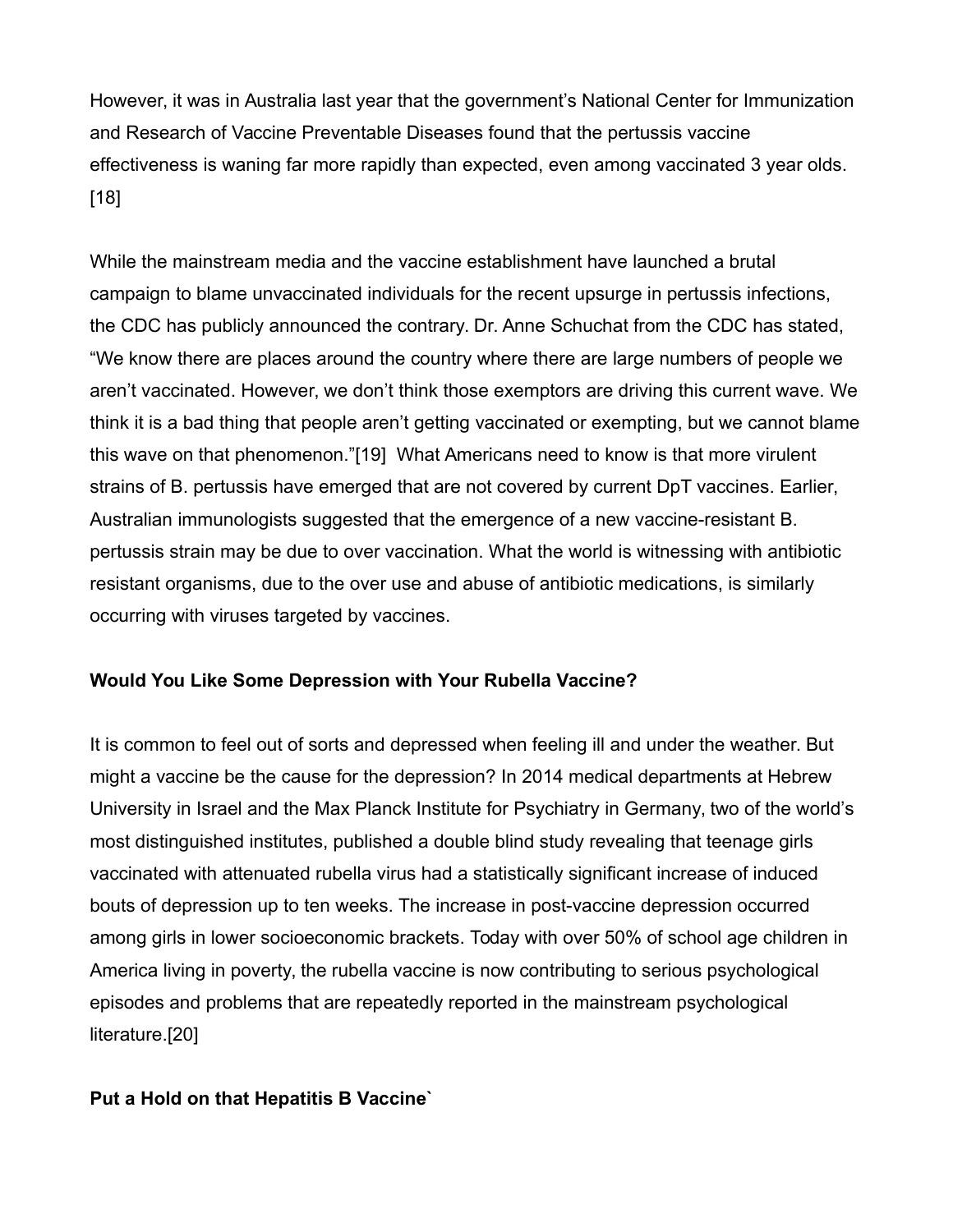However, it was in Australia last year that the government's National Center for Immunization and Research of Vaccine Preventable Diseases found that the pertussis vaccine effectiveness is waning far more rapidly than expected, even among vaccinated 3 year olds.[18]

While the mainstream media and the vaccine establishment have launched a brutal campaign to blame unvaccinated individuals for the recent upsurge in pertussis infections, the CDC has publicly announced the contrary. Dr. Anne Schuchat from the CDC has stated, "We know there are places around the country where there are large numbers of people we aren't vaccinated. However, we don't think those exemptors are driving this current wave. We think it is a bad thing that people aren't getting vaccinated or exempting, but we cannot blame this wave on that phenomenon."[19] What Americans need to know is that more virulent strains of B. pertussis have emerged that are not covered by current DpT vaccines. Earlier, Australian immunologists suggested that the emergence of a new vaccine-resistant B. pertussis strain may be due to over vaccination. What the world is witnessing with antibiotic resistant organisms, due to the over use and abuse of antibiotic medications, is similarly occurring with viruses targeted by vaccines.

**Would You Like Some Depression with Your Rubella Vaccine?**

It is common to feel out of sorts and depressed when feeling ill and under the weather. But might a vaccine be the cause for the depression? In 2014 medical departments at Hebrew University in Israel and the Max Planck Institute for Psychiatry in Germany, two of the world's most distinguished institutes, published a double blind study revealing that teenage girls vaccinated with attenuated rubella virus had a statistically significant increase of induced bouts of depression up to ten weeks. The increase in post-vaccine depression occurred among girls in lower socioeconomic brackets. Today with over 50% of school age children in America living in poverty, the rubella vaccine is now contributing to serious psychological episodes and problems that are repeatedly reported in the mainstream psychological literature.[20]

**Put a Hold on that Hepatitis B Vaccine`**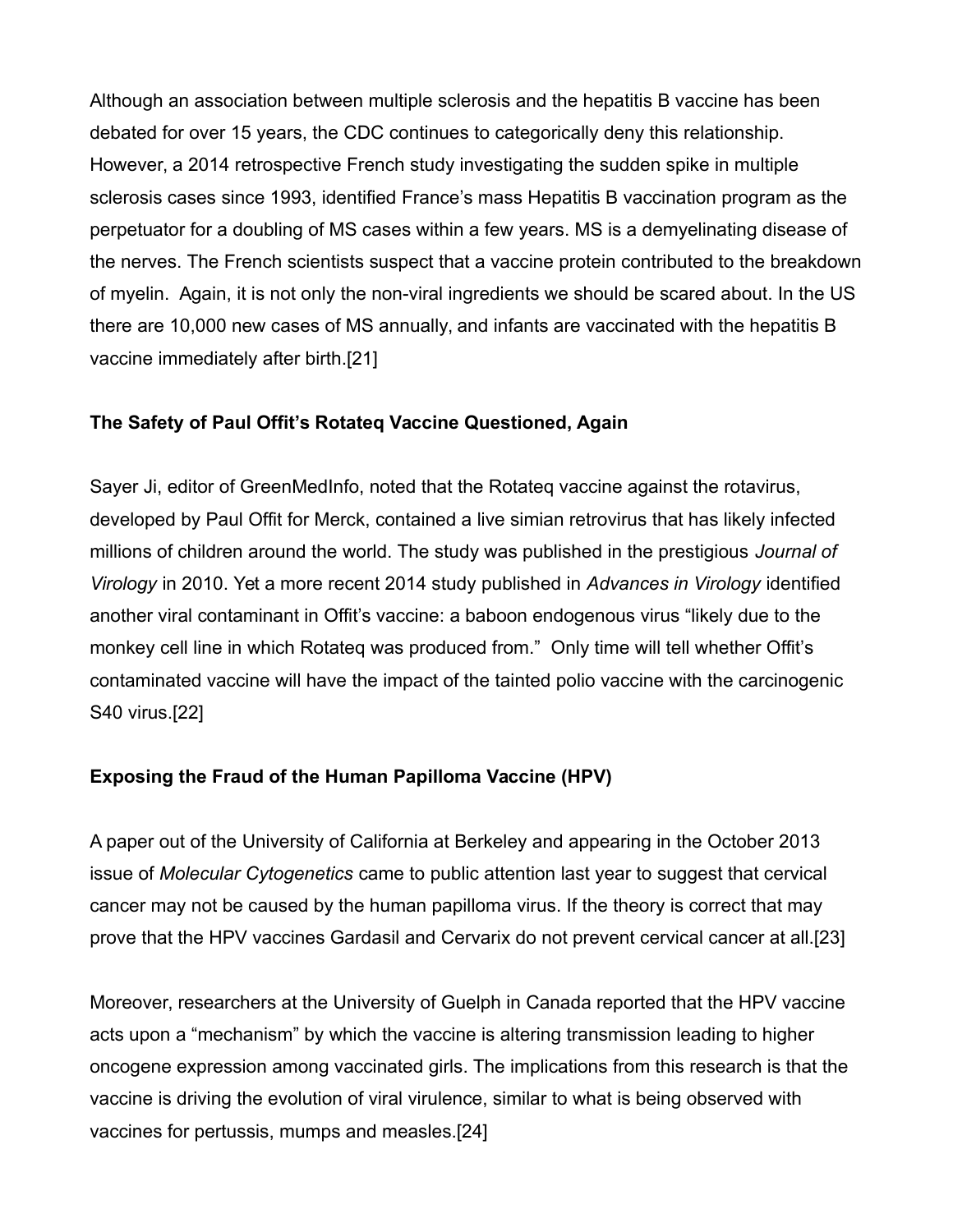Although an association between multiple sclerosis and the hepatitis B vaccine has been debated for over 15 years, the CDC continues to categorically deny this relationship. However, a 2014 retrospective French study investigating the sudden spike in multiple sclerosis cases since 1993, identified France's mass Hepatitis B vaccination program as the perpetuator for a doubling of MS cases within a few years. MS is a demyelinating disease of the nerves. The French scientists suspect that a vaccine protein contributed to the breakdown of myelin. Again, it is not only the non-viral ingredients we should be scared about. In the US there are 10,000 new cases of MS annually, and infants are vaccinated with the hepatitis B vaccine immediately after birth.[21]

### The Safety of Paul Offit's Rotateq Vaccine Questioned, Again

Sayer Ji, editor of GreenMedInfo, noted that the Rotateq vaccine against the rotavirus, developed by Paul Offit for Merck, contained a live simian retrovirus that has likely infected millions of children around the world. The study was published in the prestigious *Journal of Virology* in 2010. Yet a more recent 2014 study published in *Advances in Virology* identified another viral contaminant in Offit's vaccine: a baboon endogenous virus "likely due to the monkey cell line in which Rotateq was produced from." Only time will tell whether Offit's contaminated vaccine will have the impact of the tainted polio vaccine with the carcinogenic S40 virus.[22]

### Exposing the Fraud of the Human Papilloma Vaccine (HPV)

A paper out of the University of California at Berkeley and appearing in the October 2013 issue of *Molecular Cytogenetics* came to public attention last year to suggest that cervical cancer may not be caused by the human papilloma virus. If the theory is correct that may prove that the HPV vaccines Gardasil and Cervarix do not prevent cervical cancer at all.[23]

Moreover, researchers at the University of Guelph in Canada reported that the HPV vaccine acts upon a "mechanism" by which the vaccine is altering transmission leading to higher oncogene expression among vaccinated girls. The implications from this research is that the vaccine is driving the evolution of viral virulence, similar to what is being observed with vaccines for pertussis, mumps and measles.[24]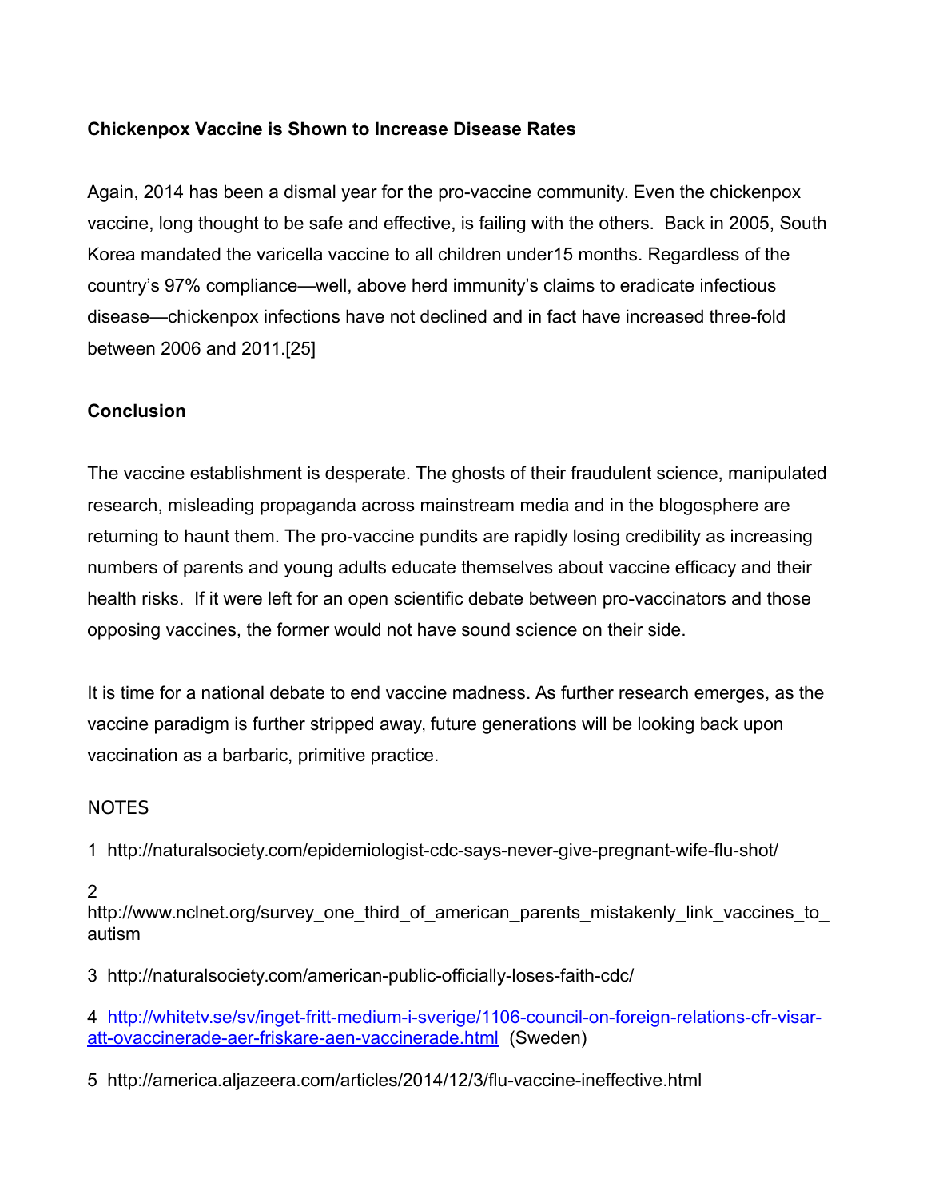**Chickenpox Vaccine is Shown to Increase Disease Rates**

Again, 2014 has been a dismal year for the pro-vaccine community. Even the chickenpox vaccine, long thought to be safe and effective, is failing with the others.  Back in 2005, South Korea mandated the varicella vaccine to all children under15 months. Regardless of the country's 97% compliance—well, above herd immunity's claims to eradicate infectious disease—chickenpox infections have not declined and in fact have increased three-fold between 2006 and 2011.[25]

**Conclusion**

The vaccine establishment is desperate. The ghosts of their fraudulent science, manipulated research, misleading propaganda across mainstream media and in the blogosphere are returning to haunt them. The pro-vaccine pundits are rapidly losing credibility as increasing numbers of parents and young adults educate themselves about vaccine efficacy and their health risks.  If it were left for an open scientific debate between pro-vaccinators and those opposing vaccines, the former would not have sound science on their side.

It is time for a national debate to end vaccine madness. As further research emerges, as the vaccine paradigm is further stripped away, future generations will be looking back upon vaccination as a barbaric, primitive practice.

NOTES

1  http://naturalsociety.com/epidemiologist-cdc-says-never-give-pregnant-wife-flu-shot/

2  http://www.nclnet.org/survey_one_third_of_american_parents_mistakenly_link_vaccines_to_autism

3  http://naturalsociety.com/american-public-officially-loses-faith-cdc/

4  http://whitetv.se/sv/inget-fritt-medium-i-sverige/1106-council-on-foreign-relations-cfr-visar-att-ovaccinerade-aer-friskare-aen-vaccinerade.html  (Sweden)

5  http://america.aljazeera.com/articles/2014/12/3/flu-vaccine-ineffective.html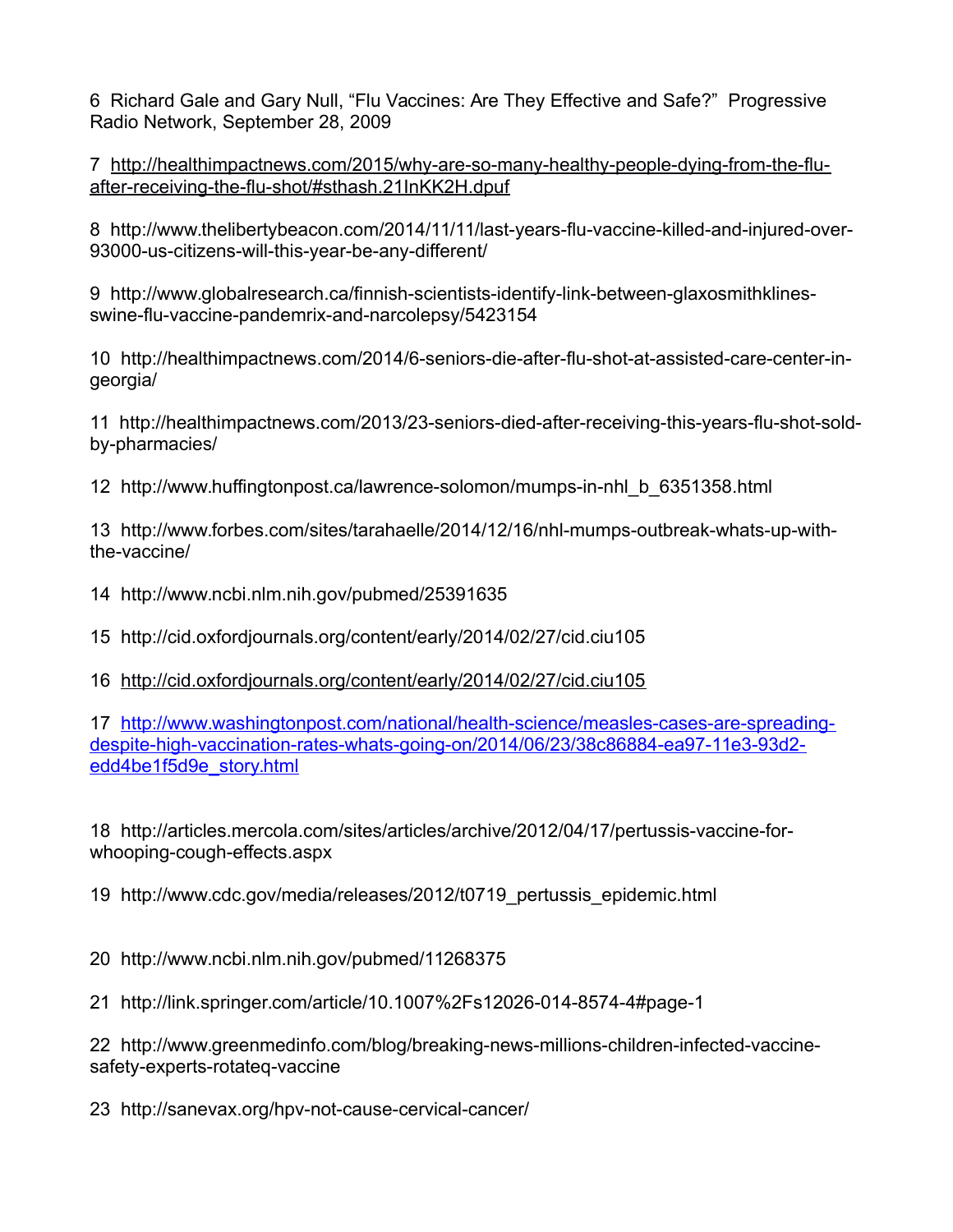6 Richard Gale and Gary Null, "Flu Vaccines: Are They Effective and Safe?" Progressive Radio Network, September 28, 2009

7 http://healthimpactnews.com/2015/why-are-so-many-healthy-people-dying-from-the-flu-after-receiving-the-flu-shot/#sthash.21InKK2H.dpuf

8 http://www.thelibertybeacon.com/2014/11/11/last-years-flu-vaccine-killed-and-injured-over-93000-us-citizens-will-this-year-be-any-different/

9 http://www.globalresearch.ca/finnish-scientists-identify-link-between-glaxosmithklines-swine-flu-vaccine-pandemrix-and-narcolepsy/5423154

10 http://healthimpactnews.com/2014/6-seniors-die-after-flu-shot-at-assisted-care-center-in-georgia/

11 http://healthimpactnews.com/2013/23-seniors-died-after-receiving-this-years-flu-shot-sold-by-pharmacies/

12 http://www.huffingtonpost.ca/lawrence-solomon/mumps-in-nhl_b_6351358.html

13 http://www.forbes.com/sites/tarahaelle/2014/12/16/nhl-mumps-outbreak-whats-up-with-the-vaccine/

14 http://www.ncbi.nlm.nih.gov/pubmed/25391635

15 http://cid.oxfordjournals.org/content/early/2014/02/27/cid.ciu105

16 http://cid.oxfordjournals.org/content/early/2014/02/27/cid.ciu105

17 http://www.washingtonpost.com/national/health-science/measles-cases-are-spreading-despite-high-vaccination-rates-whats-going-on/2014/06/23/38c86884-ea97-11e3-93d2-edd4be1f5d9e_story.html

18 http://articles.mercola.com/sites/articles/archive/2012/04/17/pertussis-vaccine-for-whooping-cough-effects.aspx

19 http://www.cdc.gov/media/releases/2012/t0719_pertussis_epidemic.html

20 http://www.ncbi.nlm.nih.gov/pubmed/11268375

21 http://link.springer.com/article/10.1007%2Fs12026-014-8574-4#page-1

22 http://www.greenmedinfo.com/blog/breaking-news-millions-children-infected-vaccine-safety-experts-rotateq-vaccine

23 http://sanevax.org/hpv-not-cause-cervical-cancer/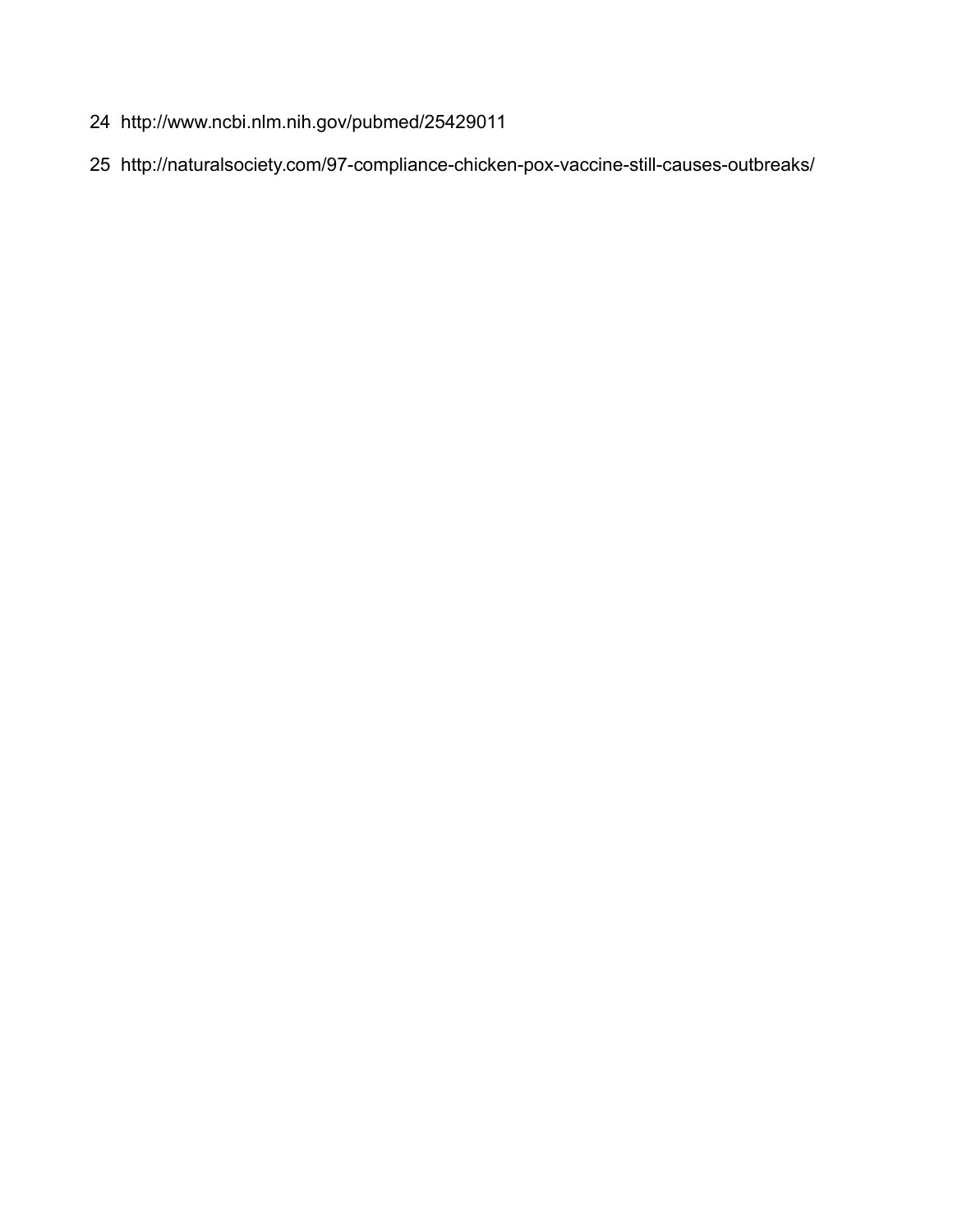24 http://www.ncbi.nlm.nih.gov/pubmed/25429011

25 http://naturalsociety.com/97-compliance-chicken-pox-vaccine-still-causes-outbreaks/